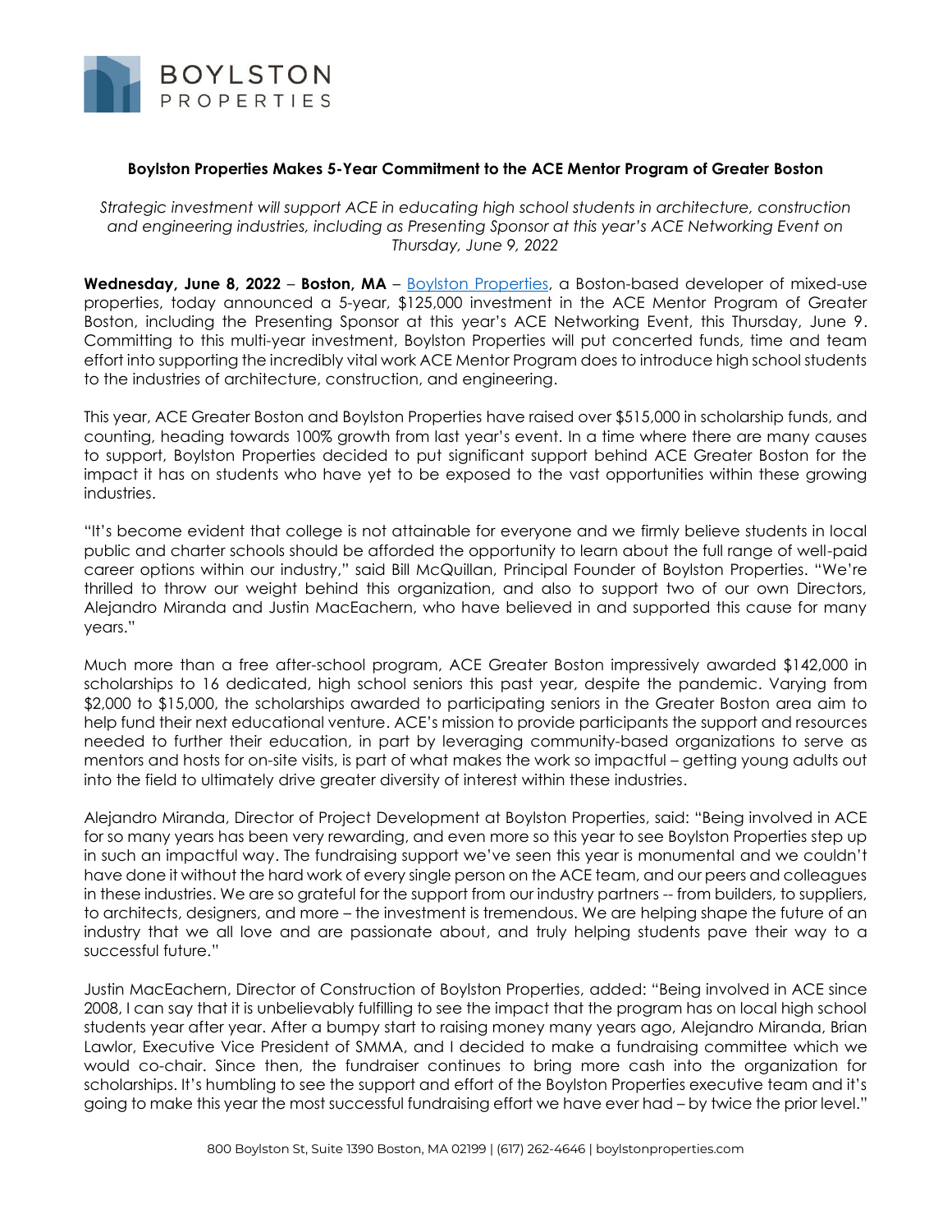# Boylston Properties Makes 5-Year Commitment to the ACE Mentor Program of Greater Boston

*Strategic investment will support ACE in educating high school students in architecture, construction and engineering industries, including as Presenting Sponsor at this year's ACE Networking Event on Thursday, June 9, 2022*

**Wednesday, June 8, 2022** – **Boston, MA** – [Boylston Properties](https://boylstonproperties.com), a Boston-based developer of mixed-use properties, today announced a 5-year, $125,000 investment in the ACE Mentor Program of Greater Boston, including the Presenting Sponsor at this year's ACE Networking Event, this Thursday, June 9. Committing to this multi-year investment, Boylston Properties will put concerted funds, time and team effort into supporting the incredibly vital work ACE Mentor Program does to introduce high school students to the industries of architecture, construction, and engineering.

This year, ACE Greater Boston and Boylston Properties have raised over $515,000 in scholarship funds, and counting, heading towards 100% growth from last year's event. In a time where there are many causes to support, Boylston Properties decided to put significant support behind ACE Greater Boston for the impact it has on students who have yet to be exposed to the vast opportunities within these growing industries.

"It's become evident that college is not attainable for everyone and we firmly believe students in local public and charter schools should be afforded the opportunity to learn about the full range of well-paid career options within our industry," said Bill McQuillan, Principal Founder of Boylston Properties. "We're thrilled to throw our weight behind this organization, and also to support two of our own Directors, Alejandro Miranda and Justin MacEachern, who have believed in and supported this cause for many years."

Much more than a free after-school program, ACE Greater Boston impressively awarded $142,000 in scholarships to 16 dedicated, high school seniors this past year, despite the pandemic. Varying from $2,000 to $15,000, the scholarships awarded to participating seniors in the Greater Boston area aim to help fund their next educational venture. ACE's mission to provide participants the support and resources needed to further their education, in part by leveraging community-based organizations to serve as mentors and hosts for on-site visits, is part of what makes the work so impactful – getting young adults out into the field to ultimately drive greater diversity of interest within these industries.

Alejandro Miranda, Director of Project Development at Boylston Properties, said: "Being involved in ACE for so many years has been very rewarding, and even more so this year to see Boylston Properties step up in such an impactful way. The fundraising support we've seen this year is monumental and we couldn't have done it without the hard work of every single person on the ACE team, and our peers and colleagues in these industries. We are so grateful for the support from our industry partners -- from builders, to suppliers, to architects, designers, and more – the investment is tremendous. We are helping shape the future of an industry that we all love and are passionate about, and truly helping students pave their way to a successful future."

Justin MacEachern, Director of Construction of Boylston Properties, added: "Being involved in ACE since 2008, I can say that it is unbelievably fulfilling to see the impact that the program has on local high school students year after year. After a bumpy start to raising money many years ago, Alejandro Miranda, Brian Lawlor, Executive Vice President of SMMA, and I decided to make a fundraising committee which we would co-chair. Since then, the fundraiser continues to bring more cash into the organization for scholarships. It's humbling to see the support and effort of the Boylston Properties executive team and it's going to make this year the most successful fundraising effort we have ever had – by twice the prior level."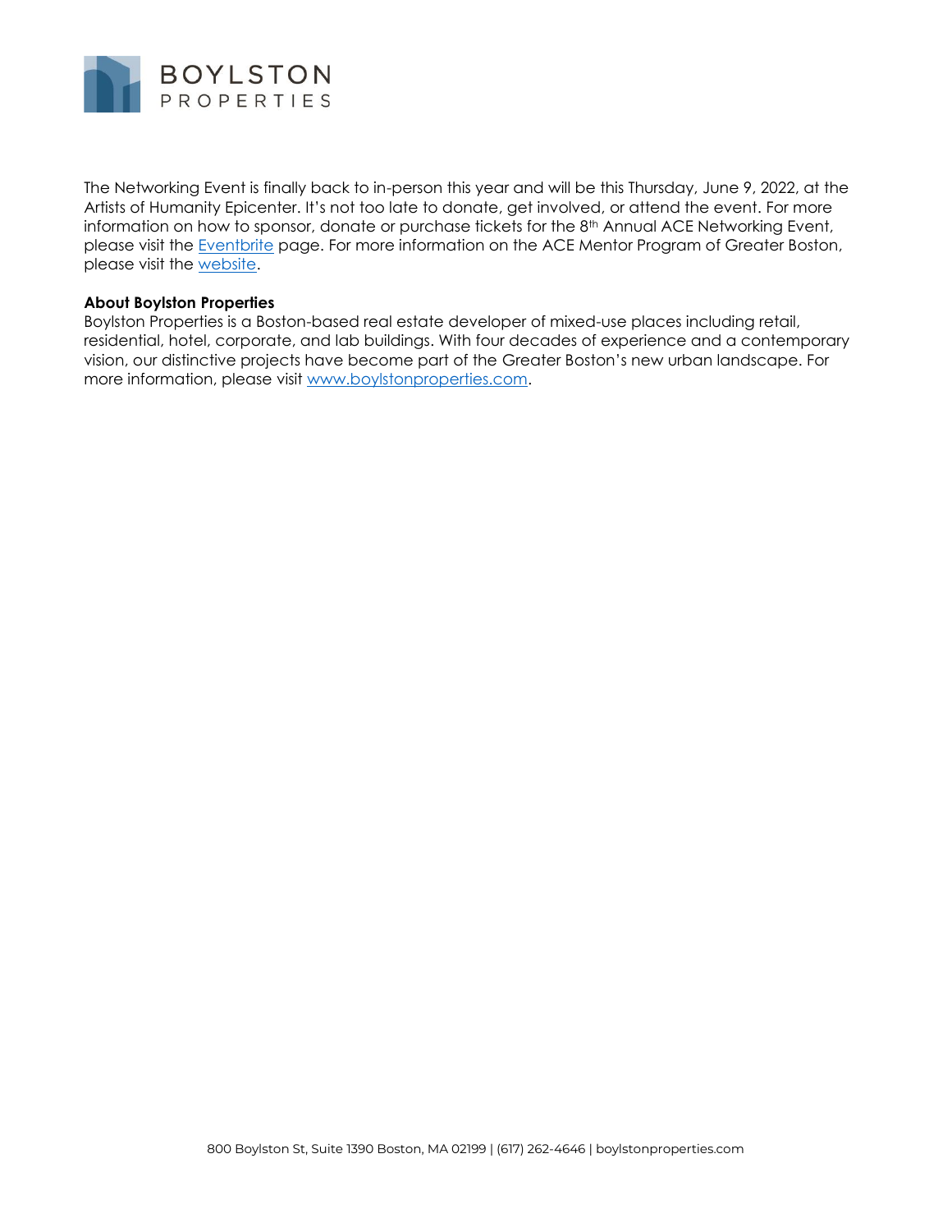The Networking Event is finally back to in-person this year and will be this Thursday, June 9, 2022, at the Artists of Humanity Epicenter. It's not too late to donate, get involved, or attend the event. For more information on how to sponsor, donate or purchase tickets for the 8th Annual ACE Networking Event, please visit the Eventbrite page. For more information on the ACE Mentor Program of Greater Boston, please visit the website.

**About Boylston Properties**
Boylston Properties is a Boston-based real estate developer of mixed-use places including retail, residential, hotel, corporate, and lab buildings. With four decades of experience and a contemporary vision, our distinctive projects have become part of the Greater Boston's new urban landscape. For more information, please visit www.boylstonproperties.com.